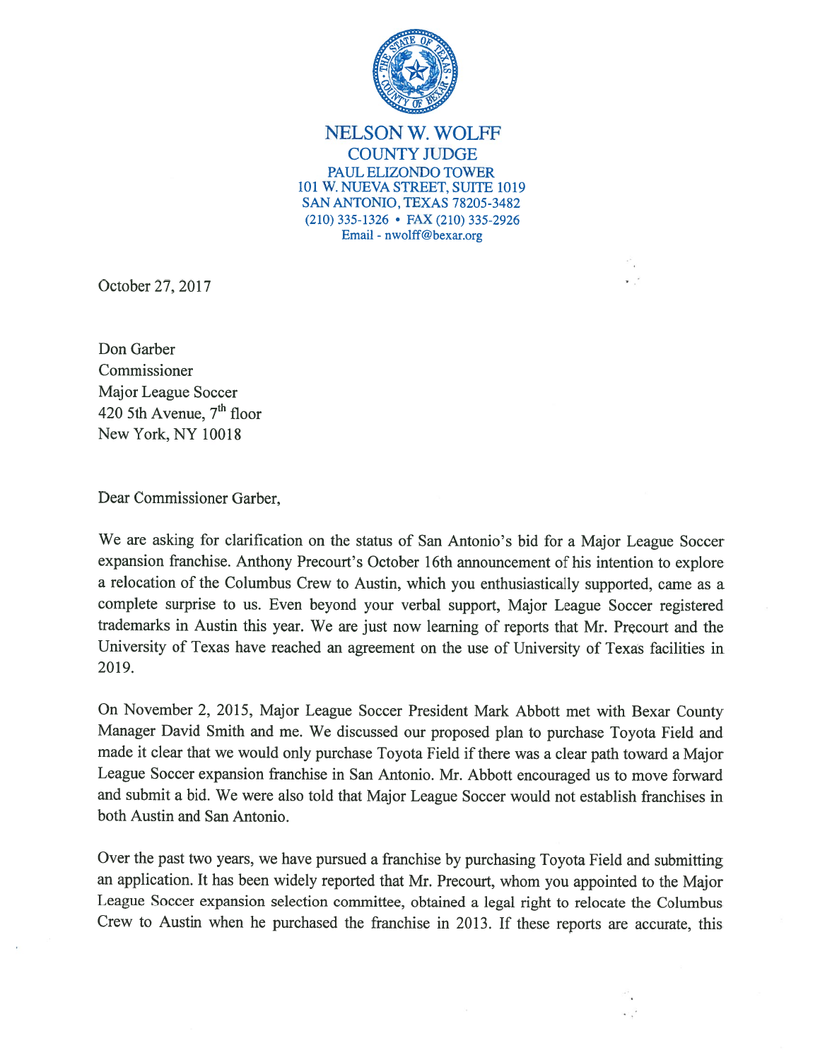**NELSON W. WOLFF**
**COUNTY JUDGE**
PAUL ELIZONDO TOWER
101 W. NUEVA STREET, SUITE 1019
SAN ANTONIO, TEXAS 78205-3482
(210) 335-1326 • FAX (210) 335-2926
Email - nwolff@bexar.org

October 27, 2017

Don Garber
Commissioner
Major League Soccer
420 5th Avenue, 7th floor
New York, NY 10018

Dear Commissioner Garber,

We are asking for clarification on the status of San Antonio's bid for a Major League Soccer expansion franchise. Anthony Precourt's October 16th announcement of his intention to explore a relocation of the Columbus Crew to Austin, which you enthusiastically supported, came as a complete surprise to us. Even beyond your verbal support, Major League Soccer registered trademarks in Austin this year. We are just now learning of reports that Mr. Precourt and the University of Texas have reached an agreement on the use of University of Texas facilities in 2019.

On November 2, 2015, Major League Soccer President Mark Abbott met with Bexar County Manager David Smith and me. We discussed our proposed plan to purchase Toyota Field and made it clear that we would only purchase Toyota Field if there was a clear path toward a Major League Soccer expansion franchise in San Antonio. Mr. Abbott encouraged us to move forward and submit a bid. We were also told that Major League Soccer would not establish franchises in both Austin and San Antonio.

Over the past two years, we have pursued a franchise by purchasing Toyota Field and submitting an application. It has been widely reported that Mr. Precourt, whom you appointed to the Major League Soccer expansion selection committee, obtained a legal right to relocate the Columbus Crew to Austin when he purchased the franchise in 2013. If these reports are accurate, this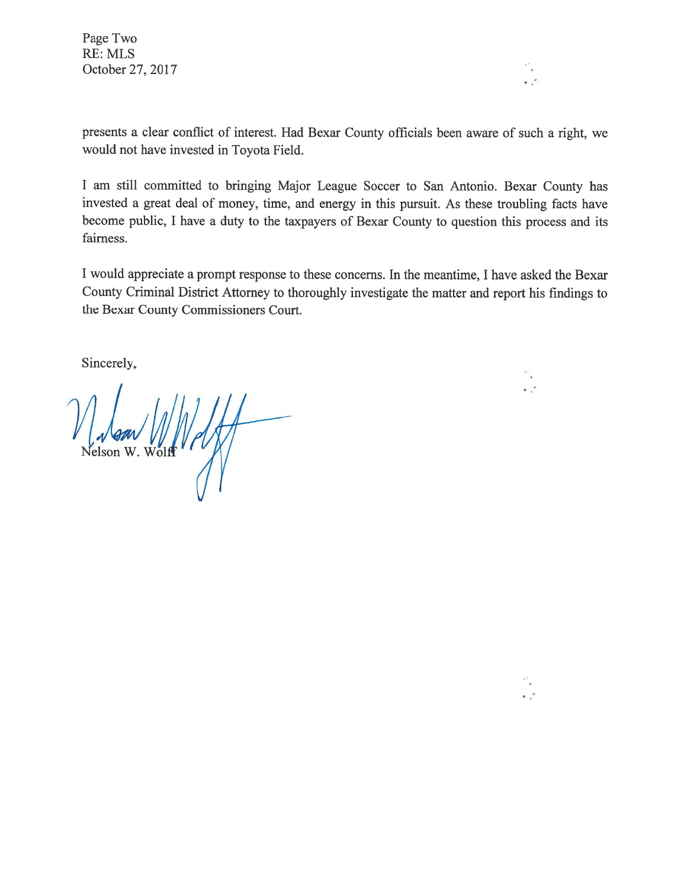presents a clear conflict of interest. Had Bexar County officials been aware of such a right, we would not have invested in Toyota Field.

I am still committed to bringing Major League Soccer to San Antonio. Bexar County has invested a great deal of money, time, and energy in this pursuit. As these troubling facts have become public, I have a duty to the taxpayers of Bexar County to question this process and its fairness.

I would appreciate a prompt response to these concerns. In the meantime, I have asked the Bexar County Criminal District Attorney to thoroughly investigate the matter and report his findings to the Bexar County Commissioners Court.

Sincerely,

Nelson W. Wolff